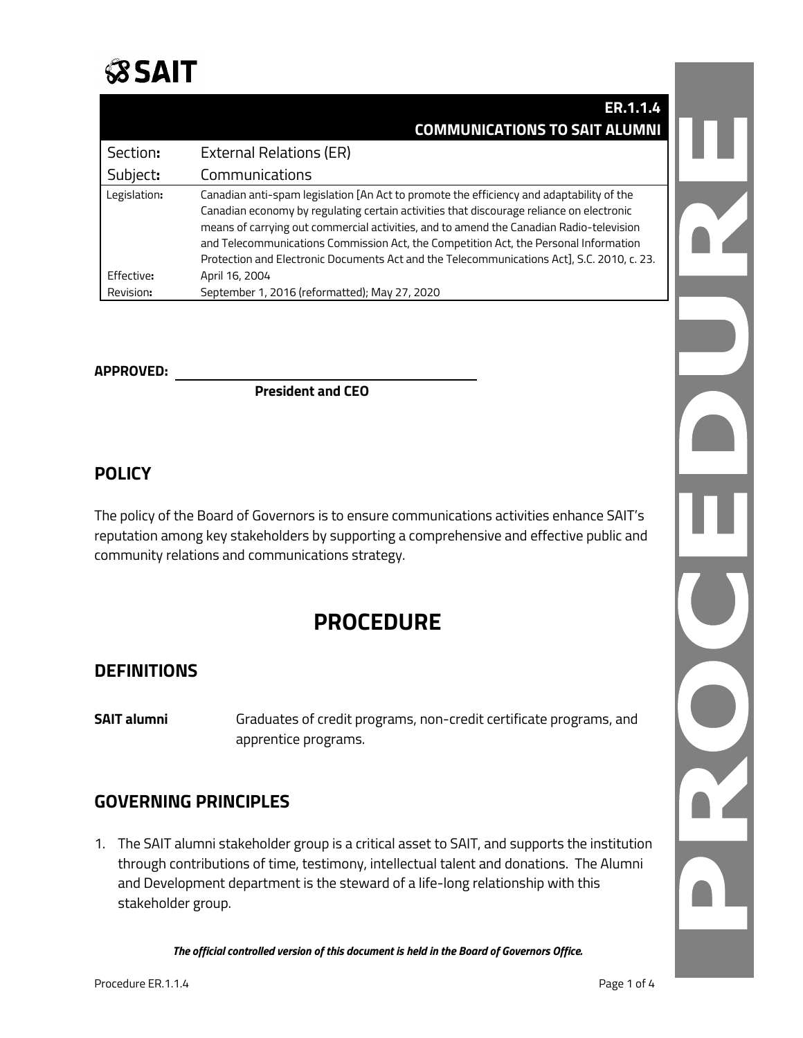SAIT

| ER.1.1.4 COMMUNICATIONS TO SAIT ALUMNI | |
|---|---|
| Section: | External Relations (ER) |
| Subject: | Communications |
| Legislation: | Canadian anti-spam legislation [An Act to promote the efficiency and adaptability of the Canadian economy by regulating certain activities that discourage reliance on electronic means of carrying out commercial activities, and to amend the Canadian Radio-television and Telecommunications Commission Act, the Competition Act, the Personal Information Protection and Electronic Documents Act and the Telecommunications Act], S.C. 2010, c. 23. |
| Effective: | April 16, 2004 |
| Revision: | September 1, 2016 (reformatted); May 27, 2020 |

**APPROVED:** ______________________________

**President and CEO**

## POLICY

The policy of the Board of Governors is to ensure communications activities enhance SAIT's reputation among key stakeholders by supporting a comprehensive and effective public and community relations and communications strategy.

# PROCEDURE

## DEFINITIONS

**SAIT alumni** Graduates of credit programs, non-credit certificate programs, and apprentice programs.

## GOVERNING PRINCIPLES

1. The SAIT alumni stakeholder group is a critical asset to SAIT, and supports the institution through contributions of time, testimony, intellectual talent and donations. The Alumni and Development department is the steward of a life-long relationship with this stakeholder group.

*The official controlled version of this document is held in the Board of Governors Office.*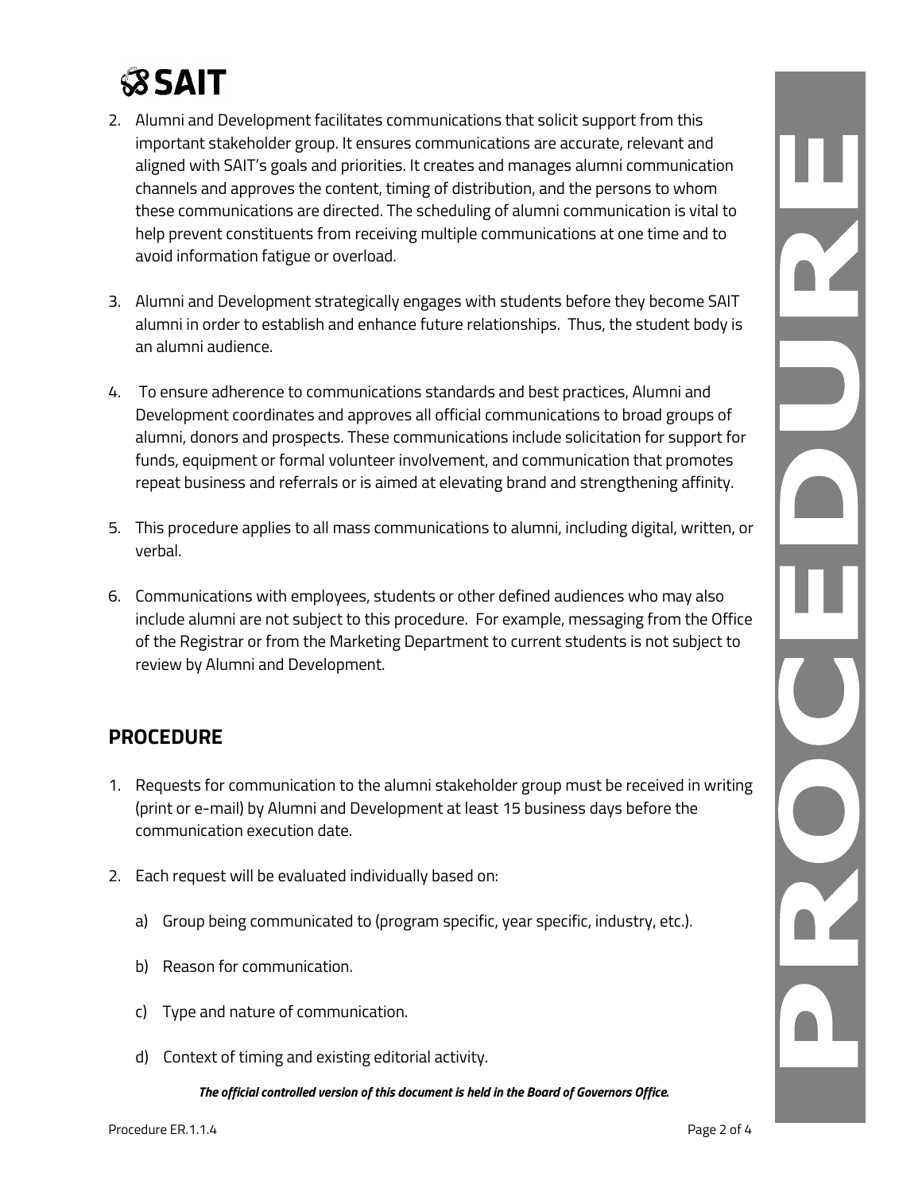2. Alumni and Development facilitates communications that solicit support from this important stakeholder group. It ensures communications are accurate, relevant and aligned with SAIT's goals and priorities. It creates and manages alumni communication channels and approves the content, timing of distribution, and the persons to whom these communications are directed. The scheduling of alumni communication is vital to help prevent constituents from receiving multiple communications at one time and to avoid information fatigue or overload.

3. Alumni and Development strategically engages with students before they become SAIT alumni in order to establish and enhance future relationships. Thus, the student body is an alumni audience.

4. To ensure adherence to communications standards and best practices, Alumni and Development coordinates and approves all official communications to broad groups of alumni, donors and prospects. These communications include solicitation for support for funds, equipment or formal volunteer involvement, and communication that promotes repeat business and referrals or is aimed at elevating brand and strengthening affinity.

5. This procedure applies to all mass communications to alumni, including digital, written, or verbal.

6. Communications with employees, students or other defined audiences who may also include alumni are not subject to this procedure. For example, messaging from the Office of the Registrar or from the Marketing Department to current students is not subject to review by Alumni and Development.

## PROCEDURE

1. Requests for communication to the alumni stakeholder group must be received in writing (print or e-mail) by Alumni and Development at least 15 business days before the communication execution date.

2. Each request will be evaluated individually based on:

   a) Group being communicated to (program specific, year specific, industry, etc.).

   b) Reason for communication.

   c) Type and nature of communication.

   d) Context of timing and existing editorial activity.

*The official controlled version of this document is held in the Board of Governors Office.*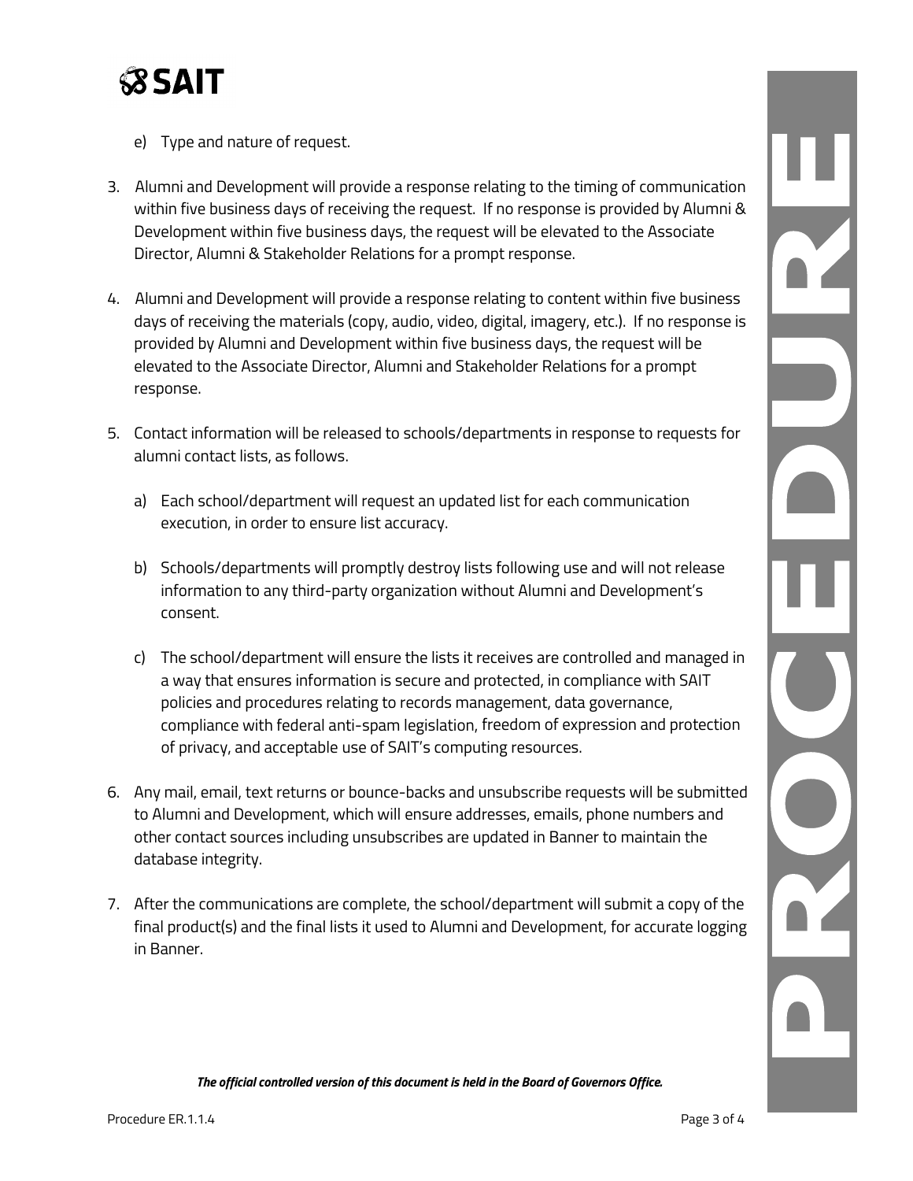e) Type and nature of request.

3. Alumni and Development will provide a response relating to the timing of communication within five business days of receiving the request. If no response is provided by Alumni & Development within five business days, the request will be elevated to the Associate Director, Alumni & Stakeholder Relations for a prompt response.

4. Alumni and Development will provide a response relating to content within five business days of receiving the materials (copy, audio, video, digital, imagery, etc.). If no response is provided by Alumni and Development within five business days, the request will be elevated to the Associate Director, Alumni and Stakeholder Relations for a prompt response.

5. Contact information will be released to schools/departments in response to requests for alumni contact lists, as follows.

   a) Each school/department will request an updated list for each communication execution, in order to ensure list accuracy.

   b) Schools/departments will promptly destroy lists following use and will not release information to any third-party organization without Alumni and Development's consent.

   c) The school/department will ensure the lists it receives are controlled and managed in a way that ensures information is secure and protected, in compliance with SAIT policies and procedures relating to records management, data governance, compliance with federal anti-spam legislation, freedom of expression and protection of privacy, and acceptable use of SAIT's computing resources.

6. Any mail, email, text returns or bounce-backs and unsubscribe requests will be submitted to Alumni and Development, which will ensure addresses, emails, phone numbers and other contact sources including unsubscribes are updated in Banner to maintain the database integrity.

7. After the communications are complete, the school/department will submit a copy of the final product(s) and the final lists it used to Alumni and Development, for accurate logging in Banner.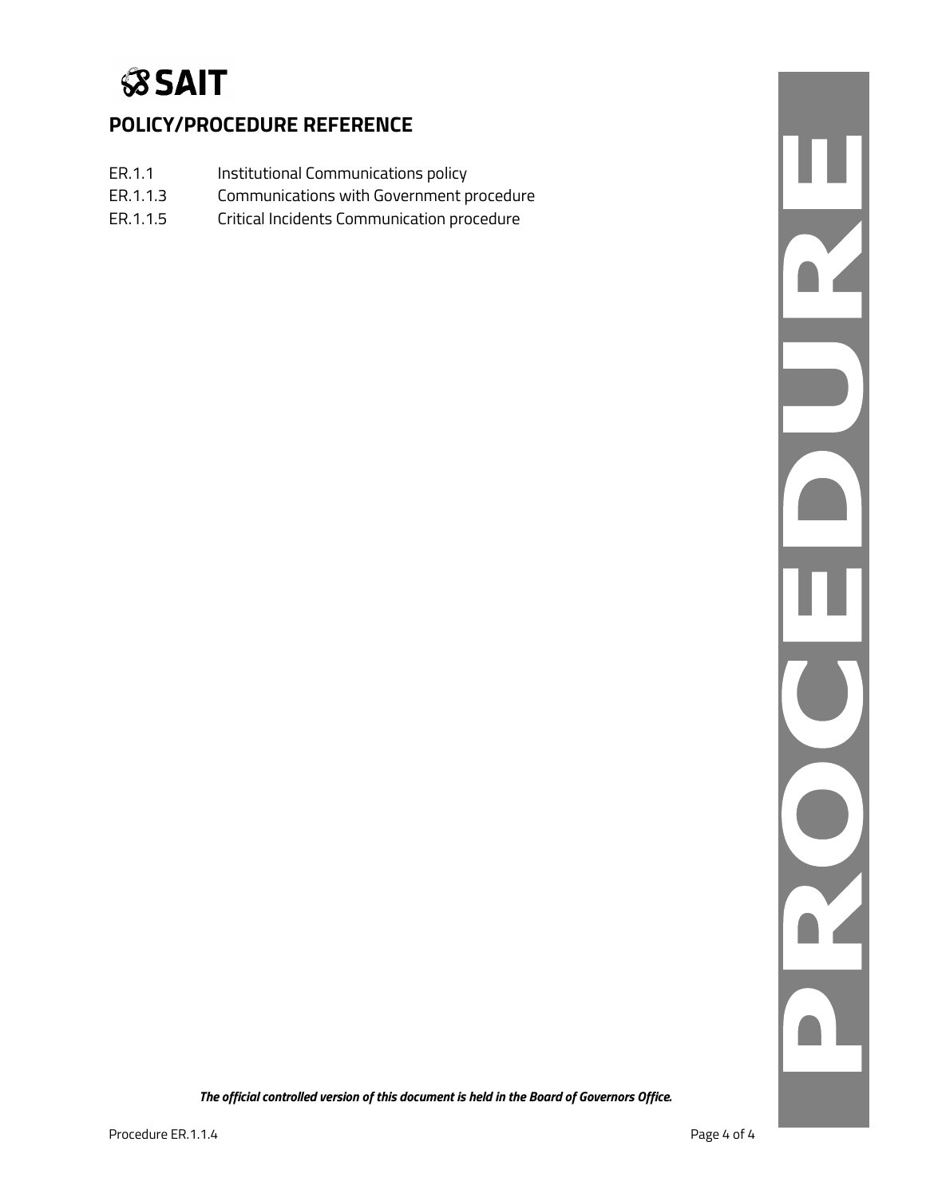## POLICY/PROCEDURE REFERENCE

| | |
|---|---|
| ER.1.1 | Institutional Communications policy |
| ER.1.1.3 | Communications with Government procedure |
| ER.1.1.5 | Critical Incidents Communication procedure |

***The official controlled version of this document is held in the Board of Governors Office.***